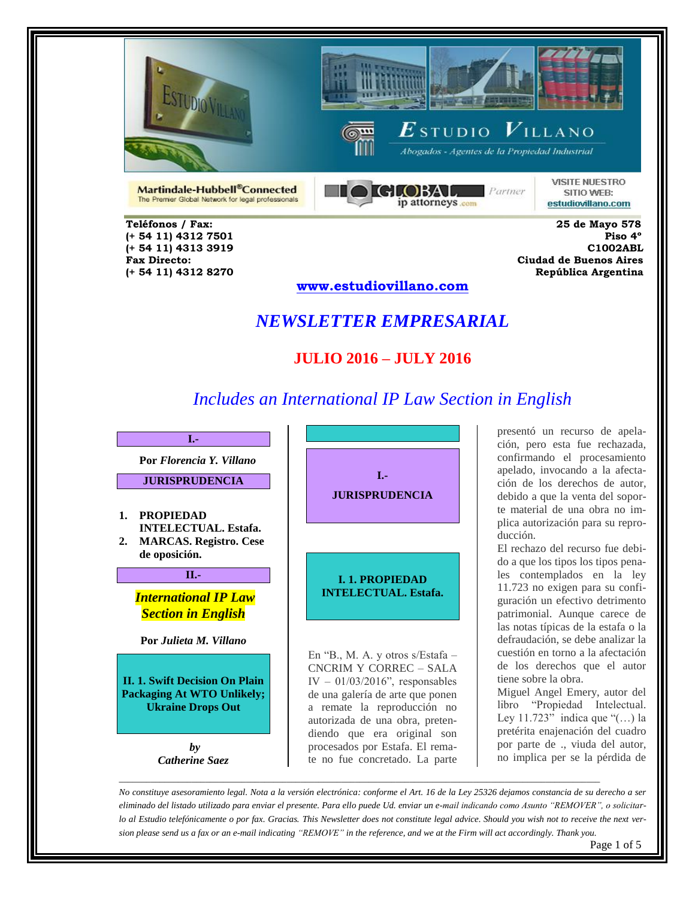Martindale-Hubbell®Connected
The Premier Global Network for legal professionals

GLOBAL ip attorneys .com Partner

VISITE NUESTRO SITIO WEB: estudiovillano.com

ESTUDIO VILLANO
*Abogados - Agentes de la Propiedad Industrial*

**Teléfonos / Fax:**
**(+ 54 11) 4312 7501**
**(+ 54 11) 4313 3919**
**Fax Directo:**
**(+ 54 11) 4312 8270**

**25 de Mayo 578**
**Piso 4º**
**C1002ABL**
**Ciudad de Buenos Aires**
**República Argentina**

**www.estudiovillano.com**

# *NEWSLETTER EMPRESARIAL*

## JULIO 2016 – JULY 2016

*Includes an International IP Law Section in English*

**I.-**

**Por *Florencia Y. Villano***

**JURISPRUDENCIA**

1. **PROPIEDAD INTELECTUAL. Estafa.**
2. **MARCAS. Registro. Cese de oposición.**

**II.-**

***International IP Law Section in English***

**Por *Julieta M. Villano***

**II. 1. Swift Decision On Plain Packaging At WTO Unlikely; Ukraine Drops Out**

***by***
***Catherine Saez***

## I.- JURISPRUDENCIA

### I. 1. PROPIEDAD INTELECTUAL. Estafa.

En "B., M. A. y otros s/Estafa – CNCRIM Y CORREC – SALA IV – 01/03/2016", responsables de una galería de arte que ponen a remate la reproducción no autorizada de una obra, pretendiendo que era original son procesados por Estafa. El remate no fue concretado. La parte presentó un recurso de apelación, pero esta fue rechazada, confirmando el procesamiento apelado, invocando a la afectación de los derechos de autor, debido a que la venta del soporte material de una obra no implica autorización para su reproducción.

El rechazo del recurso fue debido a que los tipos los tipos penales contemplados en la ley 11.723 no exigen para su configuración un efectivo detrimento patrimonial. Aunque carece de las notas típicas de la estafa o la defraudación, se debe analizar la cuestión en torno a la afectación de los derechos que el autor tiene sobre la obra.

Miguel Angel Emery, autor del libro "Propiedad Intelectual. Ley 11.723" indica que "(…) la pretérita enajenación del cuadro por parte de ., viuda del autor, no implica per se la pérdida de

*No constituye asesoramiento legal. Nota a la versión electrónica: conforme el Art. 16 de la Ley 25326 dejamos constancia de su derecho a ser eliminado del listado utilizado para enviar el presente. Para ello puede Ud. enviar un e-mail indicando como Asunto "REMOVER", o solicitarlo al Estudio telefónicamente o por fax. Gracias. This Newsletter does not constitute legal advice. Should you wish not to receive the next version please send us a fax or an e-mail indicating "REMOVE" in the reference, and we at the Firm will act accordingly. Thank you.*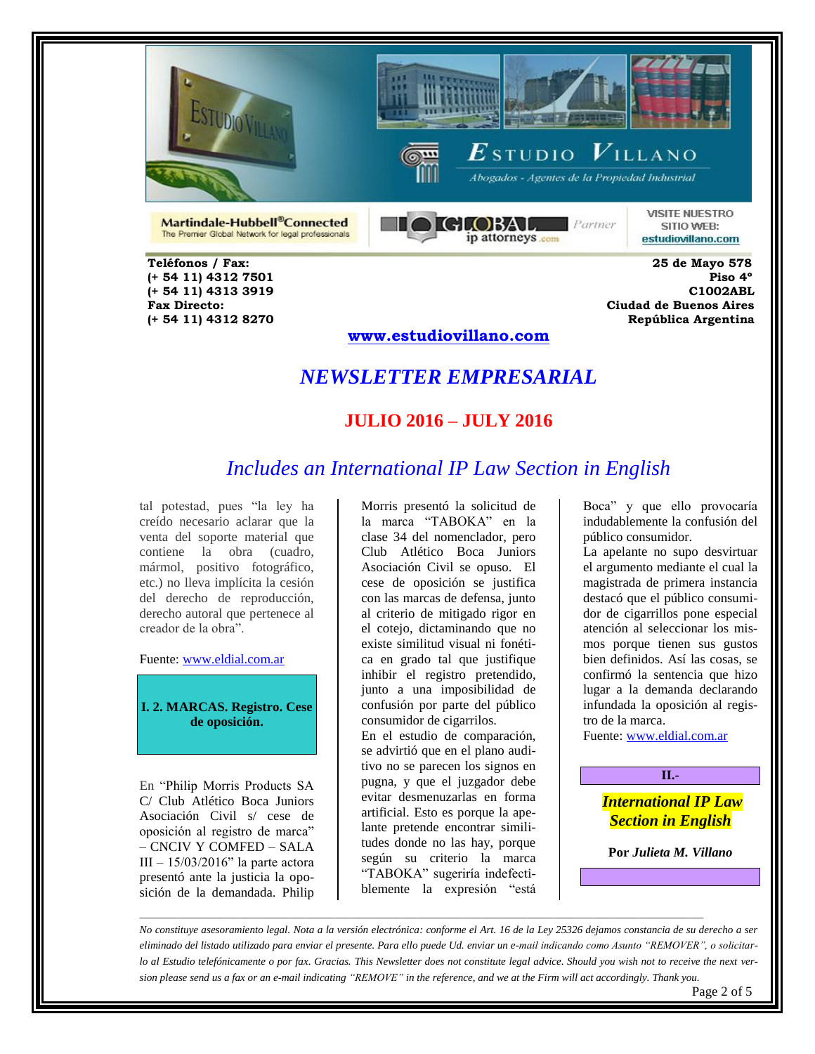Estudio Villano — Abogados - Agentes de la Propiedad Industrial

Martindale-Hubbell® Connected — The Premier Global Network for legal professionals

GLOBAL ip attorneys .com — Partner

VISITE NUESTRO SITIO WEB: estudiovillano.com

**Teléfonos / Fax:**
**(+ 54 11) 4312 7501**
**(+ 54 11) 4313 3919**
**Fax Directo:**
**(+ 54 11) 4312 8270**

**25 de Mayo 578**
**Piso 4º**
**C1002ABL**
**Ciudad de Buenos Aires**
**República Argentina**

**www.estudiovillano.com**

# *NEWSLETTER EMPRESARIAL*

## JULIO 2016 – JULY 2016

## *Includes an International IP Law Section in English*

tal potestad, pues "la ley ha creído necesario aclarar que la venta del soporte material que contiene la obra (cuadro, mármol, positivo fotográfico, etc.) no lleva implícita la cesión del derecho de reproducción, derecho autoral que pertenece al creador de la obra".

Fuente: www.eldial.com.ar

### I. 2. MARCAS. Registro. Cese de oposición.

En "Philip Morris Products SA C/ Club Atlético Boca Juniors Asociación Civil s/ cese de oposición al registro de marca" – CNCIV Y COMFED – SALA III – 15/03/2016" la parte actora presentó ante la justicia la oposición de la demandada. Philip Morris presentó la solicitud de la marca "TABOKA" en la clase 34 del nomenclador, pero Club Atlético Boca Juniors Asociación Civil se opuso. El cese de oposición se justifica con las marcas de defensa, junto al criterio de mitigado rigor en el cotejo, dictaminando que no existe similitud visual ni fonética en grado tal que justifique inhibir el registro pretendido, junto a una imposibilidad de confusión por parte del público consumidor de cigarrillos.
En el estudio de comparación, se advirtió que en el plano auditivo no se parecen los signos en pugna, y que el juzgador debe evitar desmenuzarlas en forma artificial. Esto es porque la apelante pretende encontrar similitudes donde no las hay, porque según su criterio la marca "TABOKA" sugeriría indefectiblemente la expresión "está Boca" y que ello provocaría indudablemente la confusión del público consumidor.
La apelante no supo desvirtuar el argumento mediante el cual la magistrada de primera instancia destacó que el público consumidor de cigarrillos pone especial atención al seleccionar los mismos porque tienen sus gustos bien definidos. Así las cosas, se confirmó la sentencia que hizo lugar a la demanda declarando infundada la oposición al registro de la marca.
Fuente: www.eldial.com.ar

## II.-

## ***International IP Law Section in English***

**Por *Julieta M. Villano***

---

*No constituye asesoramiento legal. Nota a la versión electrónica: conforme el Art. 16 de la Ley 25326 dejamos constancia de su derecho a ser eliminado del listado utilizado para enviar el presente. Para ello puede Ud. enviar un e-mail indicando como Asunto "REMOVER", o solicitarlo al Estudio telefónicamente o por fax. Gracias. This Newsletter does not constitute legal advice. Should you wish not to receive the next version please send us a fax or an e-mail indicating "REMOVE" in the reference, and we at the Firm will act accordingly. Thank you.*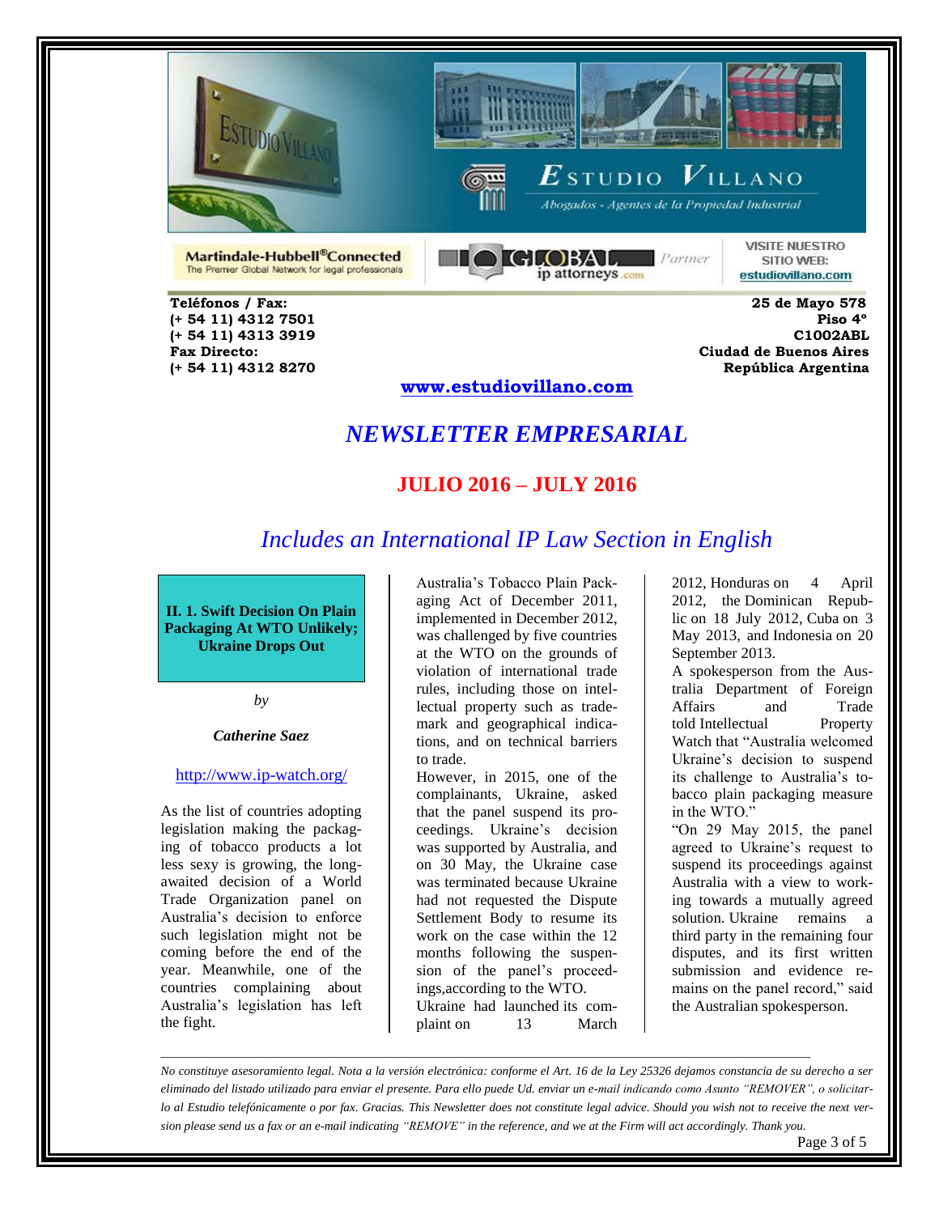Martindale-Hubbell®Connected
The Premier Global Network for legal professionals

GLOBAL ip attorneys .com Partner

VISITE NUESTRO SITIO WEB: estudiovillano.com

**Teléfonos / Fax:**
**(+ 54 11) 4312 7501**
**(+ 54 11) 4313 3919**
**Fax Directo:**
**(+ 54 11) 4312 8270**

**25 de Mayo 578**
**Piso 4º**
**C1002ABL**
**Ciudad de Buenos Aires**
**República Argentina**

**www.estudiovillano.com**

# *NEWSLETTER EMPRESARIAL*

## JULIO 2016 – JULY 2016

## *Includes an International IP Law Section in English*

### II. 1. Swift Decision On Plain Packaging At WTO Unlikely; Ukraine Drops Out

*by*

***Catherine Saez***

http://www.ip-watch.org/

As the list of countries adopting legislation making the packaging of tobacco products a lot less sexy is growing, the long-awaited decision of a World Trade Organization panel on Australia's decision to enforce such legislation might not be coming before the end of the year. Meanwhile, one of the countries complaining about Australia's legislation has left the fight.

Australia's Tobacco Plain Packaging Act of December 2011, implemented in December 2012, was challenged by five countries at the WTO on the grounds of violation of international trade rules, including those on intellectual property such as trademark and geographical indications, and on technical barriers to trade.

However, in 2015, one of the complainants, Ukraine, asked that the panel suspend its proceedings. Ukraine's decision was supported by Australia, and on 30 May, the Ukraine case was terminated because Ukraine had not requested the Dispute Settlement Body to resume its work on the case within the 12 months following the suspension of the panel's proceedings,according to the WTO.

Ukraine had launched its complaint on 13 March 2012, Honduras on 4 April 2012, the Dominican Republic on 18 July 2012, Cuba on 3 May 2013, and Indonesia on 20 September 2013.

A spokesperson from the Australia Department of Foreign Affairs and Trade told Intellectual Property Watch that "Australia welcomed Ukraine's decision to suspend its challenge to Australia's tobacco plain packaging measure in the WTO."

"On 29 May 2015, the panel agreed to Ukraine's request to suspend its proceedings against Australia with a view to working towards a mutually agreed solution. Ukraine remains a third party in the remaining four disputes, and its first written submission and evidence remains on the panel record," said the Australian spokesperson.

---

*No constituye asesoramiento legal. Nota a la versión electrónica: conforme el Art. 16 de la Ley 25326 dejamos constancia de su derecho a ser eliminado del listado utilizado para enviar el presente. Para ello puede Ud. enviar un e-mail indicando como Asunto "REMOVER", o solicitarlo al Estudio telefónicamente o por fax. Gracias. This Newsletter does not constitute legal advice. Should you wish not to receive the next version please send us a fax or an e-mail indicating "REMOVE" in the reference, and we at the Firm will act accordingly. Thank you.*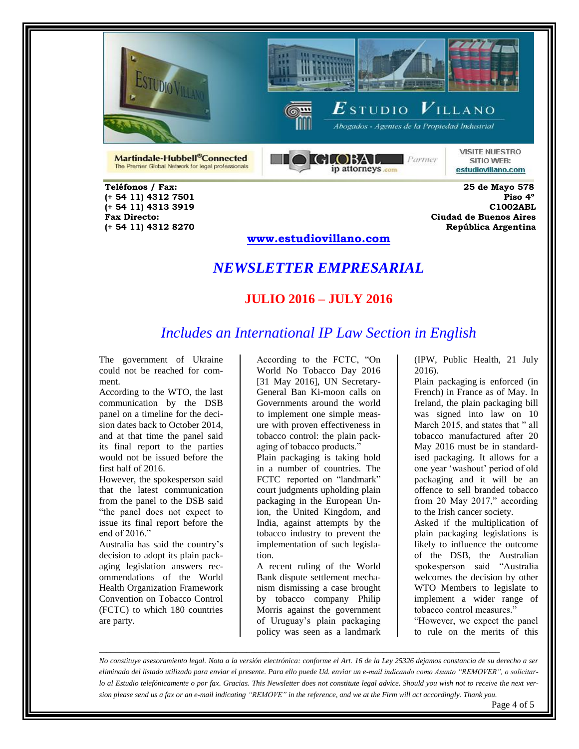Teléfonos / Fax:
(+ 54 11) 4312 7501
(+ 54 11) 4313 3919
Fax Directo:
(+ 54 11) 4312 8270

25 de Mayo 578
Piso 4º
C1002ABL
Ciudad de Buenos Aires
República Argentina

www.estudiovillano.com

# *NEWSLETTER EMPRESARIAL*

## JULIO 2016 – JULY 2016

### *Includes an International IP Law Section in English*

The government of Ukraine could not be reached for comment.

According to the WTO, the last communication by the DSB panel on a timeline for the decision dates back to October 2014, and at that time the panel said its final report to the parties would not be issued before the first half of 2016.

However, the spokesperson said that the latest communication from the panel to the DSB said "the panel does not expect to issue its final report before the end of 2016."

Australia has said the country's decision to adopt its plain packaging legislation answers recommendations of the World Health Organization Framework Convention on Tobacco Control (FCTC) to which 180 countries are party.

According to the FCTC, "On World No Tobacco Day 2016 [31 May 2016], UN Secretary-General Ban Ki-moon calls on Governments around the world to implement one simple measure with proven effectiveness in tobacco control: the plain packaging of tobacco products."

Plain packaging is taking hold in a number of countries. The FCTC reported on "landmark" court judgments upholding plain packaging in the European Union, the United Kingdom, and India, against attempts by the tobacco industry to prevent the implementation of such legislation.

A recent ruling of the World Bank dispute settlement mechanism dismissing a case brought by tobacco company Philip Morris against the government of Uruguay's plain packaging policy was seen as a landmark (IPW, Public Health, 21 July 2016).

Plain packaging is enforced (in French) in France as of May. In Ireland, the plain packaging bill was signed into law on 10 March 2015, and states that " all tobacco manufactured after 20 May 2016 must be in standardised packaging. It allows for a one year 'washout' period of old packaging and it will be an offence to sell branded tobacco from 20 May 2017," according to the Irish cancer society.

Asked if the multiplication of plain packaging legislations is likely to influence the outcome of the DSB, the Australian spokesperson said "Australia welcomes the decision by other WTO Members to legislate to implement a wider range of tobacco control measures."

"However, we expect the panel to rule on the merits of this

---

*No constituye asesoramiento legal. Nota a la versión electrónica: conforme el Art. 16 de la Ley 25326 dejamos constancia de su derecho a ser eliminado del listado utilizado para enviar el presente. Para ello puede Ud. enviar un e-mail indicando como Asunto "REMOVER", o solicitarlo al Estudio telefónicamente o por fax. Gracias. This Newsletter does not constitute legal advice. Should you wish not to receive the next version please send us a fax or an e-mail indicating "REMOVE" in the reference, and we at the Firm will act accordingly. Thank you.*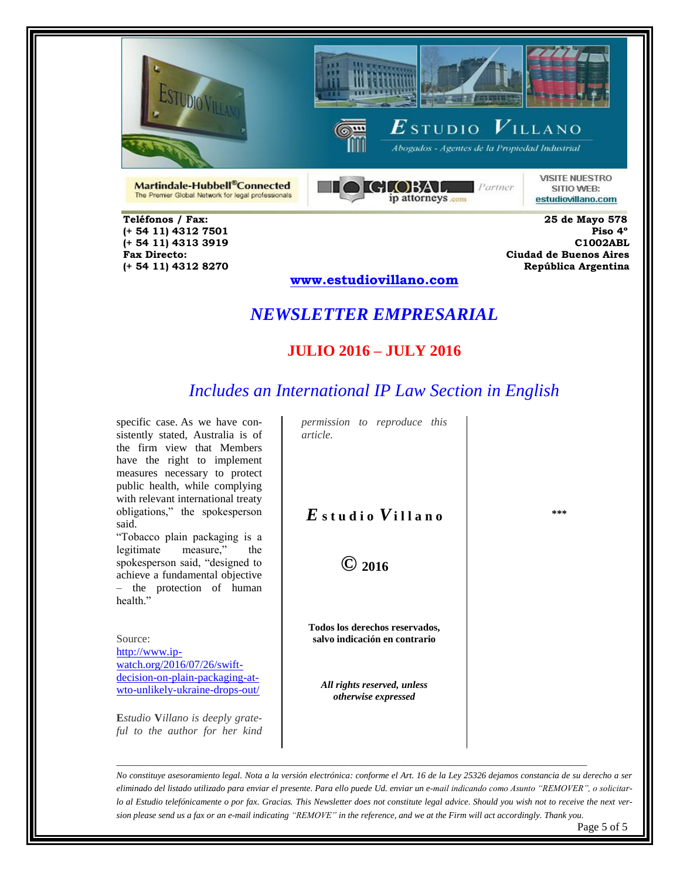Teléfonos / Fax:
(+ 54 11) 4312 7501
(+ 54 11) 4313 3919
Fax Directo:
(+ 54 11) 4312 8270

25 de Mayo 578
Piso 4º
C1002ABL
Ciudad de Buenos Aires
República Argentina

www.estudiovillano.com

# *NEWSLETTER EMPRESARIAL*

## JULIO 2016 – JULY 2016

### *Includes an International IP Law Section in English*

specific case. As we have consistently stated, Australia is of the firm view that Members have the right to implement measures necessary to protect public health, while complying with relevant international treaty obligations," the spokesperson said.

"Tobacco plain packaging is a legitimate measure," the spokesperson said, "designed to achieve a fundamental objective – the protection of human health."

Source:
[http://www.ip-watch.org/2016/07/26/swift-decision-on-plain-packaging-at-wto-unlikely-ukraine-drops-out/](http://www.ip-watch.org/2016/07/26/swift-decision-on-plain-packaging-at-wto-unlikely-ukraine-drops-out/)

*Estudio Villano is deeply grateful to the author for her kind permission to reproduce this article.*

***

**Estudio Villano**

**© 2016**

**Todos los derechos reservados, salvo indicación en contrario**

***All rights reserved, unless otherwise expressed***

---

*No constituye asesoramiento legal. Nota a la versión electrónica: conforme el Art. 16 de la Ley 25326 dejamos constancia de su derecho a ser eliminado del listado utilizado para enviar el presente. Para ello puede Ud. enviar un e-mail indicando como Asunto "REMOVER", o solicitarlo al Estudio telefónicamente o por fax. Gracias. This Newsletter does not constitute legal advice. Should you wish not to receive the next version please send us a fax or an e-mail indicating "REMOVE" in the reference, and we at the Firm will act accordingly. Thank you.*